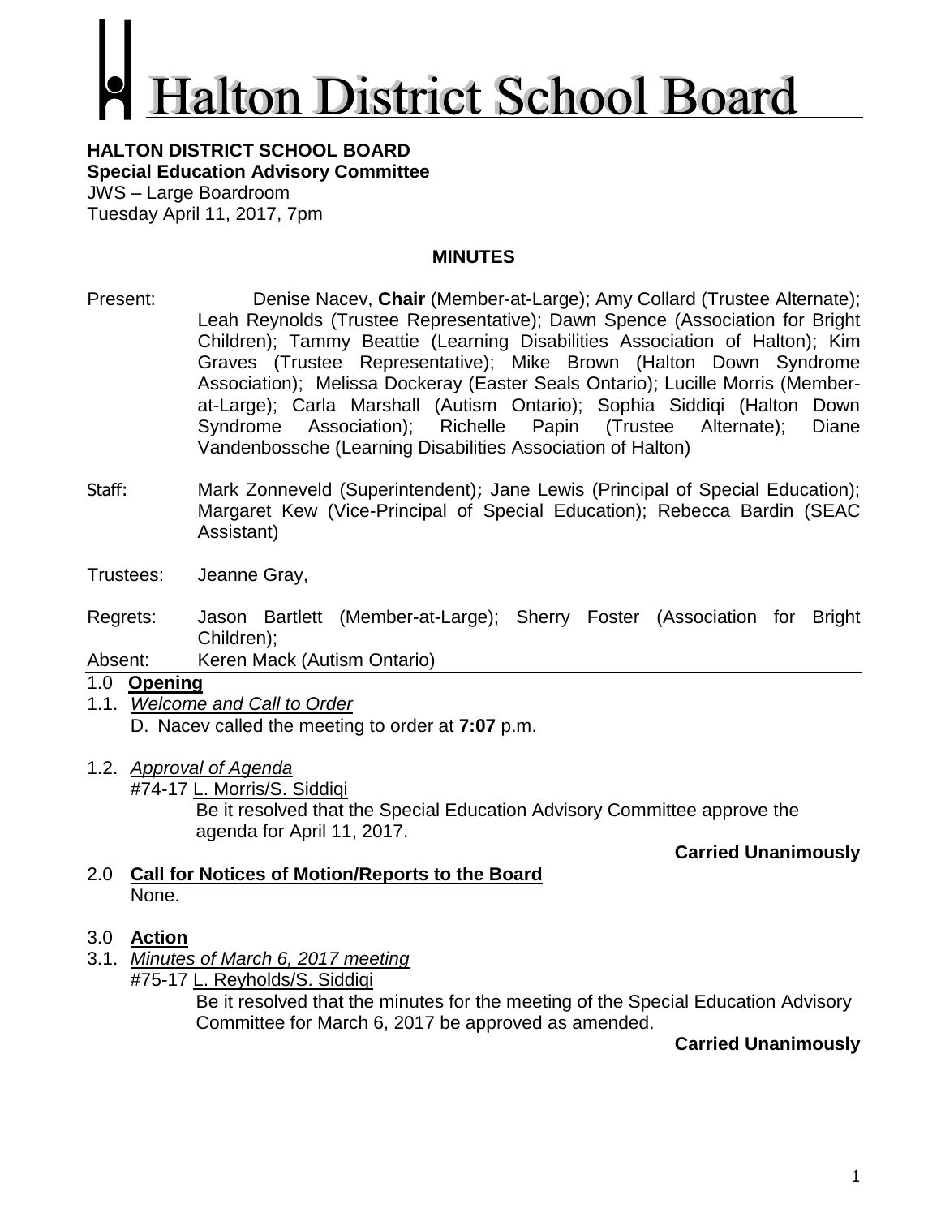# Halton District School Board

**HALTON DISTRICT SCHOOL BOARD**
**Special Education Advisory Committee**
JWS – Large Boardroom
Tuesday April 11, 2017, 7pm

## MINUTES

Present: Denise Nacev, **Chair** (Member-at-Large); Amy Collard (Trustee Alternate); Leah Reynolds (Trustee Representative); Dawn Spence (Association for Bright Children); Tammy Beattie (Learning Disabilities Association of Halton); Kim Graves (Trustee Representative); Mike Brown (Halton Down Syndrome Association); Melissa Dockeray (Easter Seals Ontario); Lucille Morris (Member-at-Large); Carla Marshall (Autism Ontario); Sophia Siddiqi (Halton Down Syndrome Association); Richelle Papin (Trustee Alternate); Diane Vandenbossche (Learning Disabilities Association of Halton)

Staff: Mark Zonneveld (Superintendent); Jane Lewis (Principal of Special Education); Margaret Kew (Vice-Principal of Special Education); Rebecca Bardin (SEAC Assistant)

Trustees: Jeanne Gray,

Regrets: Jason Bartlett (Member-at-Large); Sherry Foster (Association for Bright Children);

Absent: Keren Mack (Autism Ontario)

## 1.0 Opening

1.1. *Welcome and Call to Order*

D. Nacev called the meeting to order at **7:07** p.m.

1.2. *Approval of Agenda*

#74-17 L. Morris/S. Siddiqi

Be it resolved that the Special Education Advisory Committee approve the agenda for April 11, 2017.

**Carried Unanimously**

## 2.0 Call for Notices of Motion/Reports to the Board

None.

## 3.0 Action

3.1. *Minutes of March 6, 2017 meeting*

#75-17 L. Reyholds/S. Siddiqi

Be it resolved that the minutes for the meeting of the Special Education Advisory Committee for March 6, 2017 be approved as amended.

**Carried Unanimously**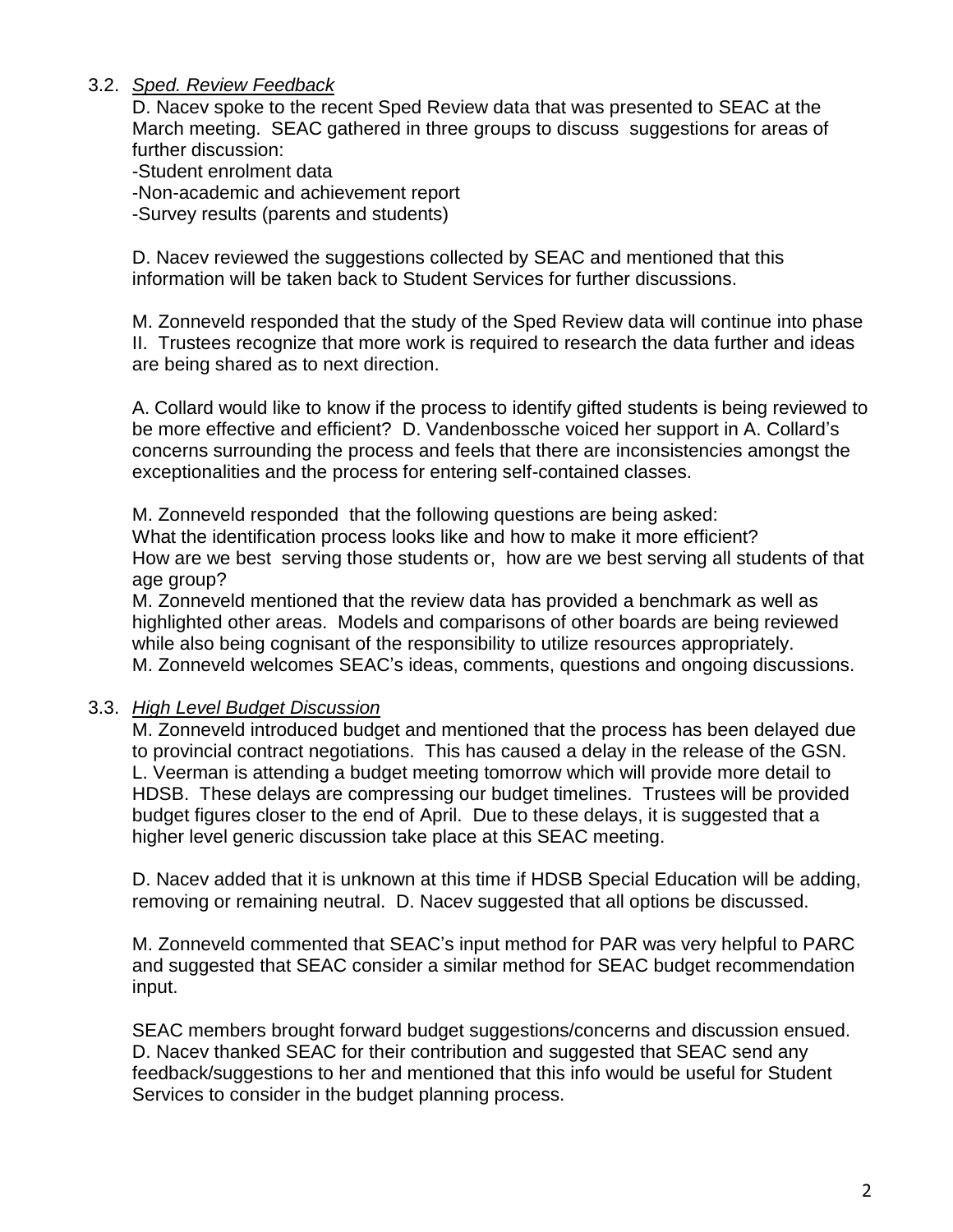3.2. *Sped. Review Feedback*

D. Nacev spoke to the recent Sped Review data that was presented to SEAC at the March meeting. SEAC gathered in three groups to discuss suggestions for areas of further discussion:

-Student enrolment data
-Non-academic and achievement report
-Survey results (parents and students)

D. Nacev reviewed the suggestions collected by SEAC and mentioned that this information will be taken back to Student Services for further discussions.

M. Zonneveld responded that the study of the Sped Review data will continue into phase II. Trustees recognize that more work is required to research the data further and ideas are being shared as to next direction.

A. Collard would like to know if the process to identify gifted students is being reviewed to be more effective and efficient? D. Vandenbossche voiced her support in A. Collard's concerns surrounding the process and feels that there are inconsistencies amongst the exceptionalities and the process for entering self-contained classes.

M. Zonneveld responded that the following questions are being asked:
What the identification process looks like and how to make it more efficient?
How are we best serving those students or, how are we best serving all students of that age group?
M. Zonneveld mentioned that the review data has provided a benchmark as well as highlighted other areas. Models and comparisons of other boards are being reviewed while also being cognisant of the responsibility to utilize resources appropriately.
M. Zonneveld welcomes SEAC's ideas, comments, questions and ongoing discussions.

3.3. *High Level Budget Discussion*

M. Zonneveld introduced budget and mentioned that the process has been delayed due to provincial contract negotiations. This has caused a delay in the release of the GSN. L. Veerman is attending a budget meeting tomorrow which will provide more detail to HDSB. These delays are compressing our budget timelines. Trustees will be provided budget figures closer to the end of April. Due to these delays, it is suggested that a higher level generic discussion take place at this SEAC meeting.

D. Nacev added that it is unknown at this time if HDSB Special Education will be adding, removing or remaining neutral. D. Nacev suggested that all options be discussed.

M. Zonneveld commented that SEAC's input method for PAR was very helpful to PARC and suggested that SEAC consider a similar method for SEAC budget recommendation input.

SEAC members brought forward budget suggestions/concerns and discussion ensued. D. Nacev thanked SEAC for their contribution and suggested that SEAC send any feedback/suggestions to her and mentioned that this info would be useful for Student Services to consider in the budget planning process.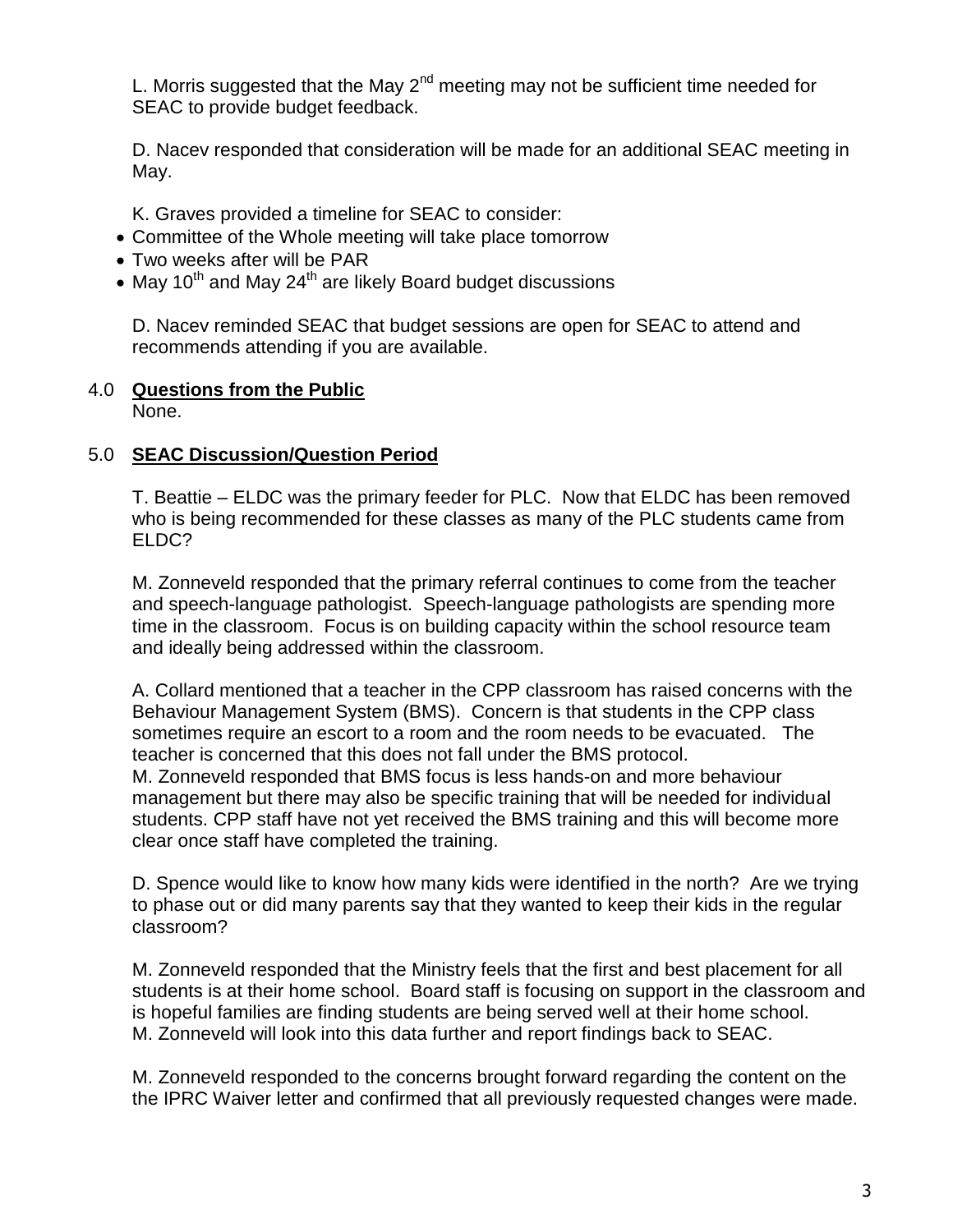L. Morris suggested that the May 2nd meeting may not be sufficient time needed for SEAC to provide budget feedback.

D. Nacev responded that consideration will be made for an additional SEAC meeting in May.

K. Graves provided a timeline for SEAC to consider:

- Committee of the Whole meeting will take place tomorrow
- Two weeks after will be PAR
- May 10th and May 24th are likely Board budget discussions

D. Nacev reminded SEAC that budget sessions are open for SEAC to attend and recommends attending if you are available.

## 4.0 Questions from the Public

None.

## 5.0 SEAC Discussion/Question Period

T. Beattie – ELDC was the primary feeder for PLC. Now that ELDC has been removed who is being recommended for these classes as many of the PLC students came from ELDC?

M. Zonneveld responded that the primary referral continues to come from the teacher and speech-language pathologist. Speech-language pathologists are spending more time in the classroom. Focus is on building capacity within the school resource team and ideally being addressed within the classroom.

A. Collard mentioned that a teacher in the CPP classroom has raised concerns with the Behaviour Management System (BMS). Concern is that students in the CPP class sometimes require an escort to a room and the room needs to be evacuated. The teacher is concerned that this does not fall under the BMS protocol.
M. Zonneveld responded that BMS focus is less hands-on and more behaviour management but there may also be specific training that will be needed for individual students. CPP staff have not yet received the BMS training and this will become more clear once staff have completed the training.

D. Spence would like to know how many kids were identified in the north? Are we trying to phase out or did many parents say that they wanted to keep their kids in the regular classroom?

M. Zonneveld responded that the Ministry feels that the first and best placement for all students is at their home school. Board staff is focusing on support in the classroom and is hopeful families are finding students are being served well at their home school.
M. Zonneveld will look into this data further and report findings back to SEAC.

M. Zonneveld responded to the concerns brought forward regarding the content on the the IPRC Waiver letter and confirmed that all previously requested changes were made.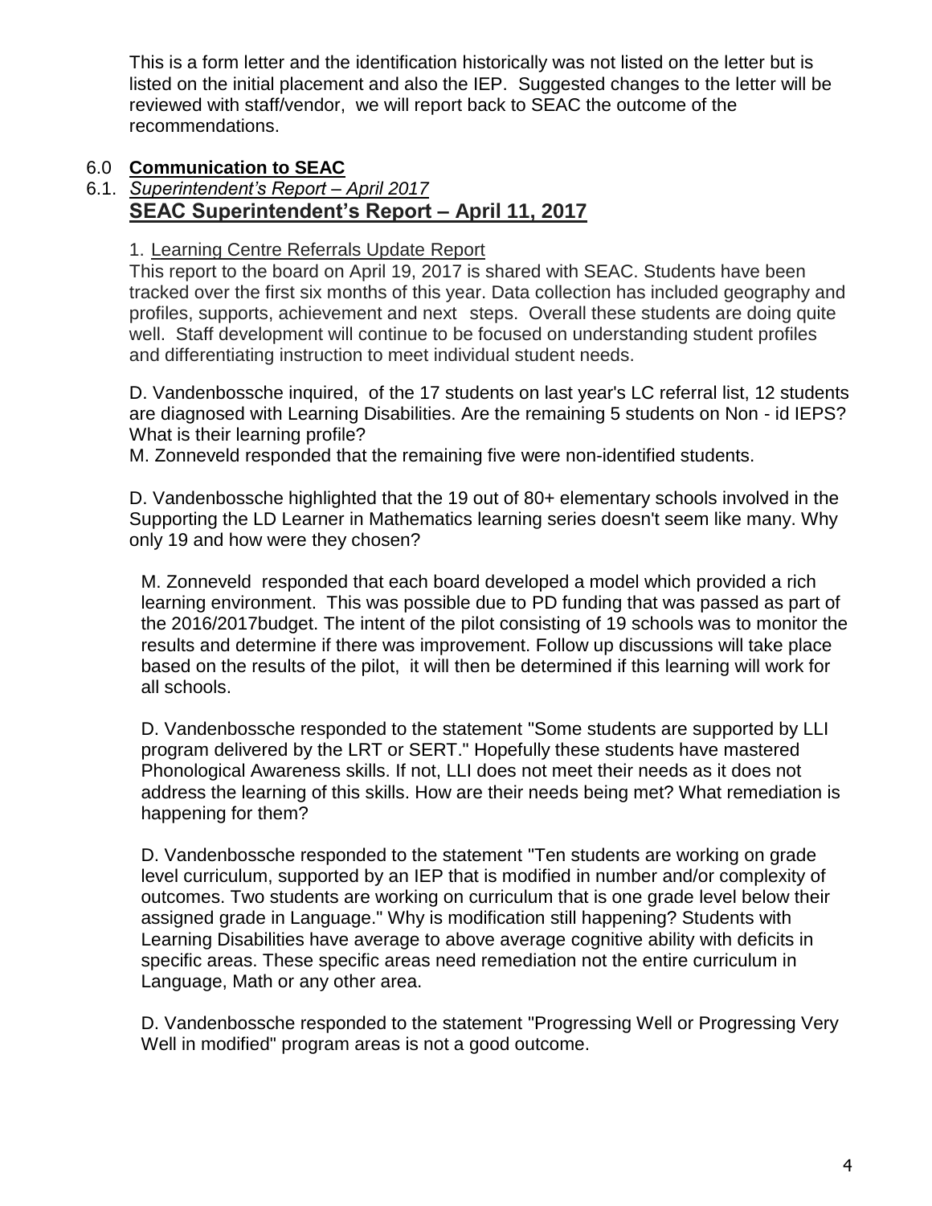This is a form letter and the identification historically was not listed on the letter but is listed on the initial placement and also the IEP. Suggested changes to the letter will be reviewed with staff/vendor, we will report back to SEAC the outcome of the recommendations.

## 6.0 **Communication to SEAC**

### 6.1. *Superintendent's Report – April 2017*

## **SEAC Superintendent's Report – April 11, 2017**

1. Learning Centre Referrals Update Report

This report to the board on April 19, 2017 is shared with SEAC. Students have been tracked over the first six months of this year. Data collection has included geography and profiles, supports, achievement and next steps. Overall these students are doing quite well. Staff development will continue to be focused on understanding student profiles and differentiating instruction to meet individual student needs.

D. Vandenbossche inquired, of the 17 students on last year's LC referral list, 12 students are diagnosed with Learning Disabilities. Are the remaining 5 students on Non - id IEPS? What is their learning profile?
M. Zonneveld responded that the remaining five were non-identified students.

D. Vandenbossche highlighted that the 19 out of 80+ elementary schools involved in the Supporting the LD Learner in Mathematics learning series doesn't seem like many. Why only 19 and how were they chosen?

M. Zonneveld responded that each board developed a model which provided a rich learning environment. This was possible due to PD funding that was passed as part of the 2016/2017budget. The intent of the pilot consisting of 19 schools was to monitor the results and determine if there was improvement. Follow up discussions will take place based on the results of the pilot, it will then be determined if this learning will work for all schools.

D. Vandenbossche responded to the statement "Some students are supported by LLI program delivered by the LRT or SERT." Hopefully these students have mastered Phonological Awareness skills. If not, LLI does not meet their needs as it does not address the learning of this skills. How are their needs being met? What remediation is happening for them?

D. Vandenbossche responded to the statement "Ten students are working on grade level curriculum, supported by an IEP that is modified in number and/or complexity of outcomes. Two students are working on curriculum that is one grade level below their assigned grade in Language." Why is modification still happening? Students with Learning Disabilities have average to above average cognitive ability with deficits in specific areas. These specific areas need remediation not the entire curriculum in Language, Math or any other area.

D. Vandenbossche responded to the statement "Progressing Well or Progressing Very Well in modified" program areas is not a good outcome.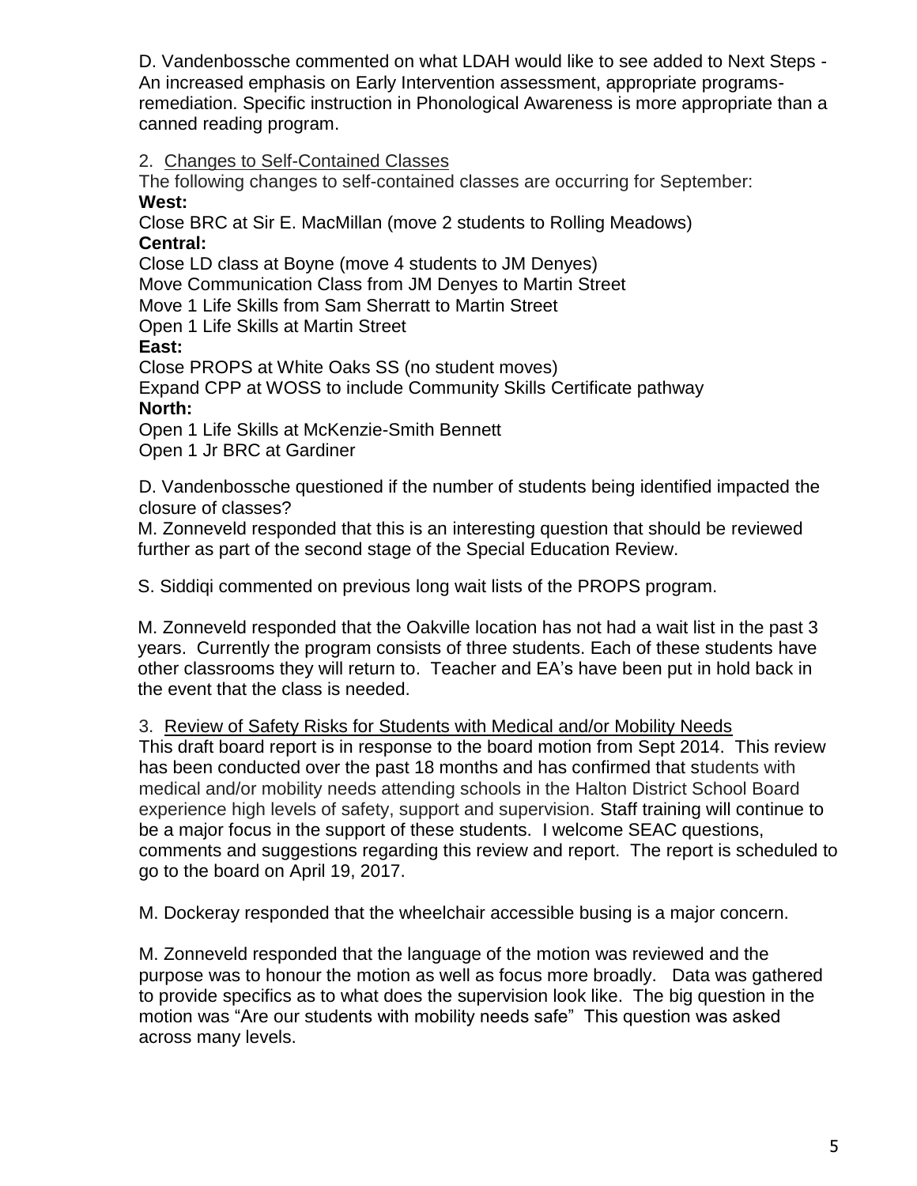D. Vandenbossche commented on what LDAH would like to see added to Next Steps - An increased emphasis on Early Intervention assessment, appropriate programs-remediation. Specific instruction in Phonological Awareness is more appropriate than a canned reading program.

2. Changes to Self-Contained Classes

The following changes to self-contained classes are occurring for September:

**West:**

Close BRC at Sir E. MacMillan (move 2 students to Rolling Meadows)

**Central:**

Close LD class at Boyne (move 4 students to JM Denyes)

Move Communication Class from JM Denyes to Martin Street

Move 1 Life Skills from Sam Sherratt to Martin Street

Open 1 Life Skills at Martin Street

**East:**

Close PROPS at White Oaks SS (no student moves)

Expand CPP at WOSS to include Community Skills Certificate pathway

**North:**

Open 1 Life Skills at McKenzie-Smith Bennett

Open 1 Jr BRC at Gardiner

D. Vandenbossche questioned if the number of students being identified impacted the closure of classes?

M. Zonneveld responded that this is an interesting question that should be reviewed further as part of the second stage of the Special Education Review.

S. Siddiqi commented on previous long wait lists of the PROPS program.

M. Zonneveld responded that the Oakville location has not had a wait list in the past 3 years. Currently the program consists of three students. Each of these students have other classrooms they will return to. Teacher and EA's have been put in hold back in the event that the class is needed.

3. Review of Safety Risks for Students with Medical and/or Mobility Needs

This draft board report is in response to the board motion from Sept 2014. This review has been conducted over the past 18 months and has confirmed that students with medical and/or mobility needs attending schools in the Halton District School Board experience high levels of safety, support and supervision. Staff training will continue to be a major focus in the support of these students. I welcome SEAC questions, comments and suggestions regarding this review and report. The report is scheduled to go to the board on April 19, 2017.

M. Dockeray responded that the wheelchair accessible busing is a major concern.

M. Zonneveld responded that the language of the motion was reviewed and the purpose was to honour the motion as well as focus more broadly. Data was gathered to provide specifics as to what does the supervision look like. The big question in the motion was "Are our students with mobility needs safe" This question was asked across many levels.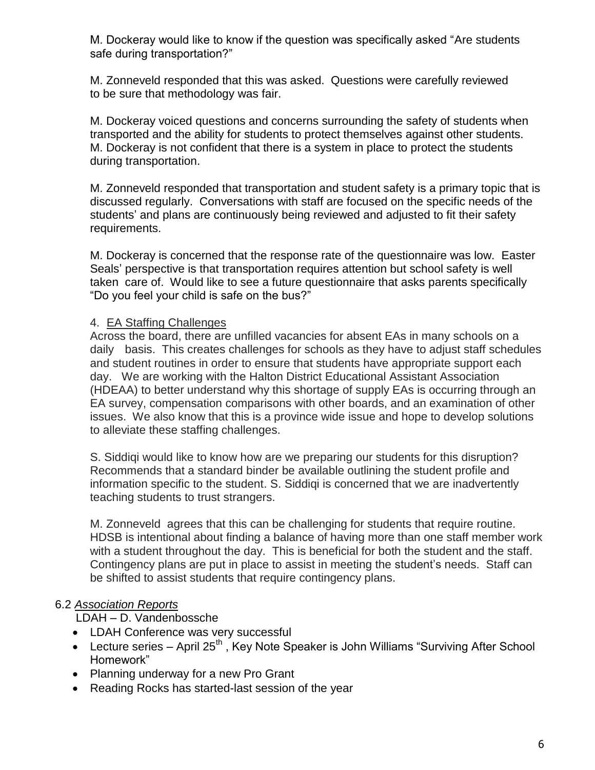M. Dockeray would like to know if the question was specifically asked "Are students safe during transportation?"

M. Zonneveld responded that this was asked. Questions were carefully reviewed to be sure that methodology was fair.

M. Dockeray voiced questions and concerns surrounding the safety of students when transported and the ability for students to protect themselves against other students. M. Dockeray is not confident that there is a system in place to protect the students during transportation.

M. Zonneveld responded that transportation and student safety is a primary topic that is discussed regularly. Conversations with staff are focused on the specific needs of the students' and plans are continuously being reviewed and adjusted to fit their safety requirements.

M. Dockeray is concerned that the response rate of the questionnaire was low. Easter Seals' perspective is that transportation requires attention but school safety is well taken care of. Would like to see a future questionnaire that asks parents specifically "Do you feel your child is safe on the bus?"

4. <u>EA Staffing Challenges</u>
Across the board, there are unfilled vacancies for absent EAs in many schools on a daily basis. This creates challenges for schools as they have to adjust staff schedules and student routines in order to ensure that students have appropriate support each day. We are working with the Halton District Educational Assistant Association (HDEAA) to better understand why this shortage of supply EAs is occurring through an EA survey, compensation comparisons with other boards, and an examination of other issues. We also know that this is a province wide issue and hope to develop solutions to alleviate these staffing challenges.

S. Siddiqi would like to know how are we preparing our students for this disruption? Recommends that a standard binder be available outlining the student profile and information specific to the student. S. Siddiqi is concerned that we are inadvertently teaching students to trust strangers.

M. Zonneveld agrees that this can be challenging for students that require routine. HDSB is intentional about finding a balance of having more than one staff member work with a student throughout the day. This is beneficial for both the student and the staff. Contingency plans are put in place to assist in meeting the student's needs. Staff can be shifted to assist students that require contingency plans.

6.2 *<u>Association Reports</u>*

LDAH – D. Vandenbossche

- LDAH Conference was very successful
- Lecture series – April 25th , Key Note Speaker is John Williams "Surviving After School Homework"
- Planning underway for a new Pro Grant
- Reading Rocks has started-last session of the year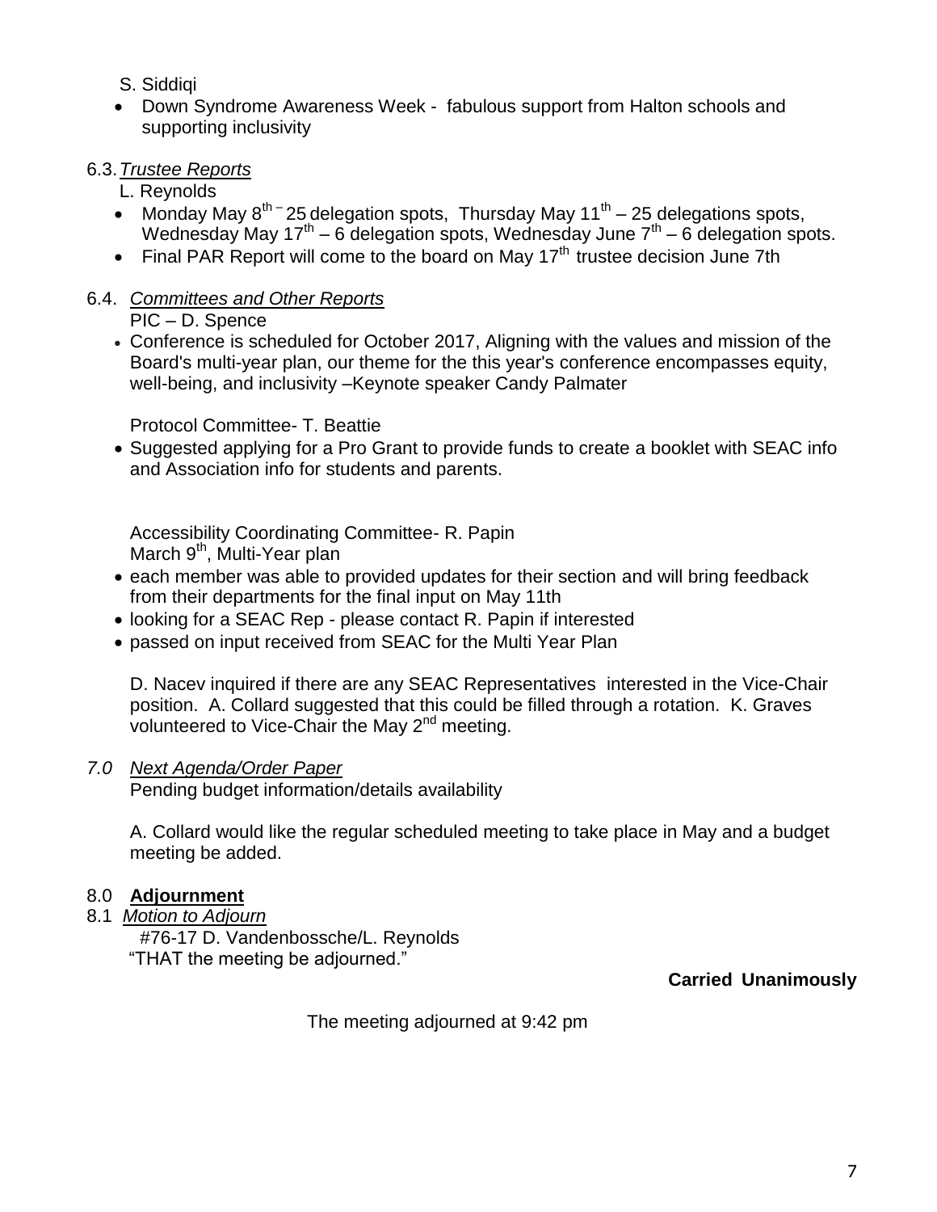S. Siddiqi

- Down Syndrome Awareness Week - fabulous support from Halton schools and supporting inclusivity

6.3. *Trustee Reports*

L. Reynolds

- Monday May 8th – 25 delegation spots, Thursday May 11th – 25 delegations spots, Wednesday May 17th – 6 delegation spots, Wednesday June 7th – 6 delegation spots.
- Final PAR Report will come to the board on May 17th trustee decision June 7th

6.4. *Committees and Other Reports*

PIC – D. Spence

- Conference is scheduled for October 2017, Aligning with the values and mission of the Board's multi-year plan, our theme for the this year's conference encompasses equity, well-being, and inclusivity –Keynote speaker Candy Palmater

Protocol Committee- T. Beattie

- Suggested applying for a Pro Grant to provide funds to create a booklet with SEAC info and Association info for students and parents.

Accessibility Coordinating Committee- R. Papin
March 9th, Multi-Year plan

- each member was able to provided updates for their section and will bring feedback from their departments for the final input on May 11th
- looking for a SEAC Rep - please contact R. Papin if interested
- passed on input received from SEAC for the Multi Year Plan

D. Nacev inquired if there are any SEAC Representatives interested in the Vice-Chair position. A. Collard suggested that this could be filled through a rotation. K. Graves volunteered to Vice-Chair the May 2nd meeting.

*7.0 Next Agenda/Order Paper*

Pending budget information/details availability

A. Collard would like the regular scheduled meeting to take place in May and a budget meeting be added.

8.0 **Adjournment**

8.1 *Motion to Adjourn*

#76-17 D. Vandenbossche/L. Reynolds
"THAT the meeting be adjourned."

**Carried Unanimously**

The meeting adjourned at 9:42 pm